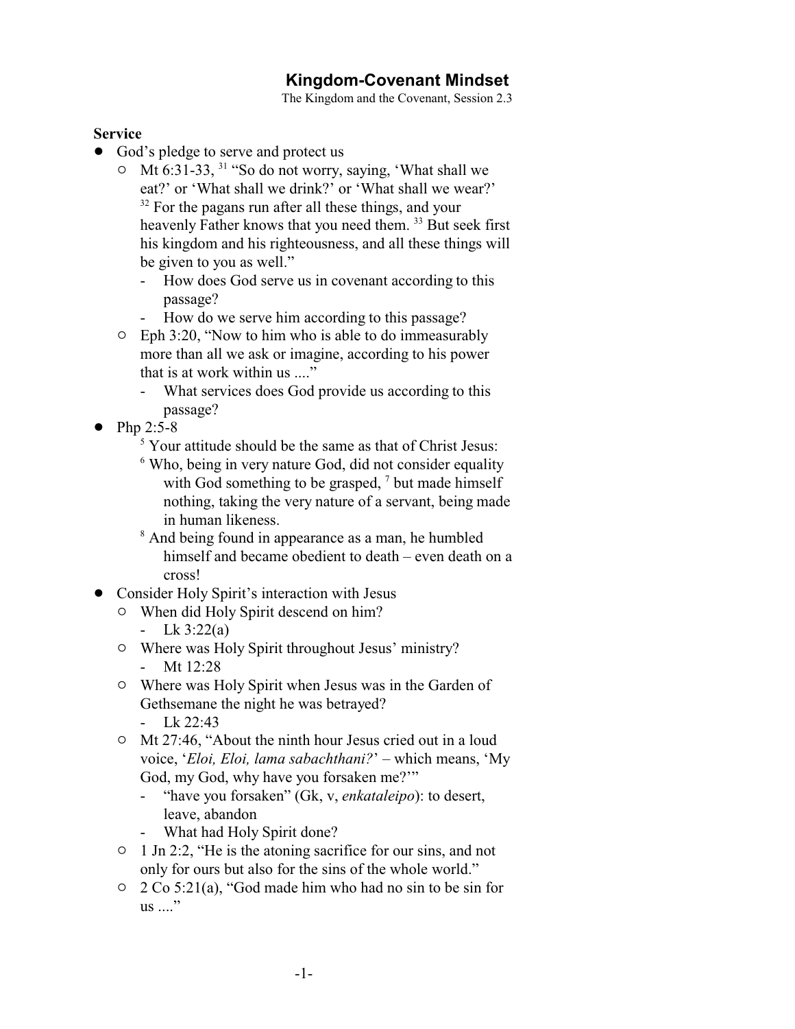# Kingdom-Covenant Mindset

The Kingdom and the Covenant, Session 2.3

**Service**

- God's pledge to serve and protect us
  - Mt 6:31-33, [31] "So do not worry, saying, 'What shall we eat?' or 'What shall we drink?' or 'What shall we wear?' [32] For the pagans run after all these things, and your heavenly Father knows that you need them. [33] But seek first his kingdom and his righteousness, and all these things will be given to you as well."
    - How does God serve us in covenant according to this passage?
    - How do we serve him according to this passage?
  - Eph 3:20, "Now to him who is able to do immeasurably more than all we ask or imagine, according to his power that is at work within us ...."
    - What services does God provide us according to this passage?
- Php 2:5-8
  - [5] Your attitude should be the same as that of Christ Jesus:
  - [6] Who, being in very nature God, did not consider equality with God something to be grasped, [7] but made himself nothing, taking the very nature of a servant, being made in human likeness.
  - [8] And being found in appearance as a man, he humbled himself and became obedient to death – even death on a cross!
- Consider Holy Spirit's interaction with Jesus
  - When did Holy Spirit descend on him?
    - Lk 3:22(a)
  - Where was Holy Spirit throughout Jesus' ministry?
    - Mt 12:28
  - Where was Holy Spirit when Jesus was in the Garden of Gethsemane the night he was betrayed?
    - Lk 22:43
  - Mt 27:46, "About the ninth hour Jesus cried out in a loud voice, '*Eloi, Eloi, lama sabachthani?*' – which means, 'My God, my God, why have you forsaken me?'"
    - "have you forsaken" (Gk, v, *enkataleipo*): to desert, leave, abandon
    - What had Holy Spirit done?
  - 1 Jn 2:2, "He is the atoning sacrifice for our sins, and not only for ours but also for the sins of the whole world."
  - 2 Co 5:21(a), "God made him who had no sin to be sin for us ...."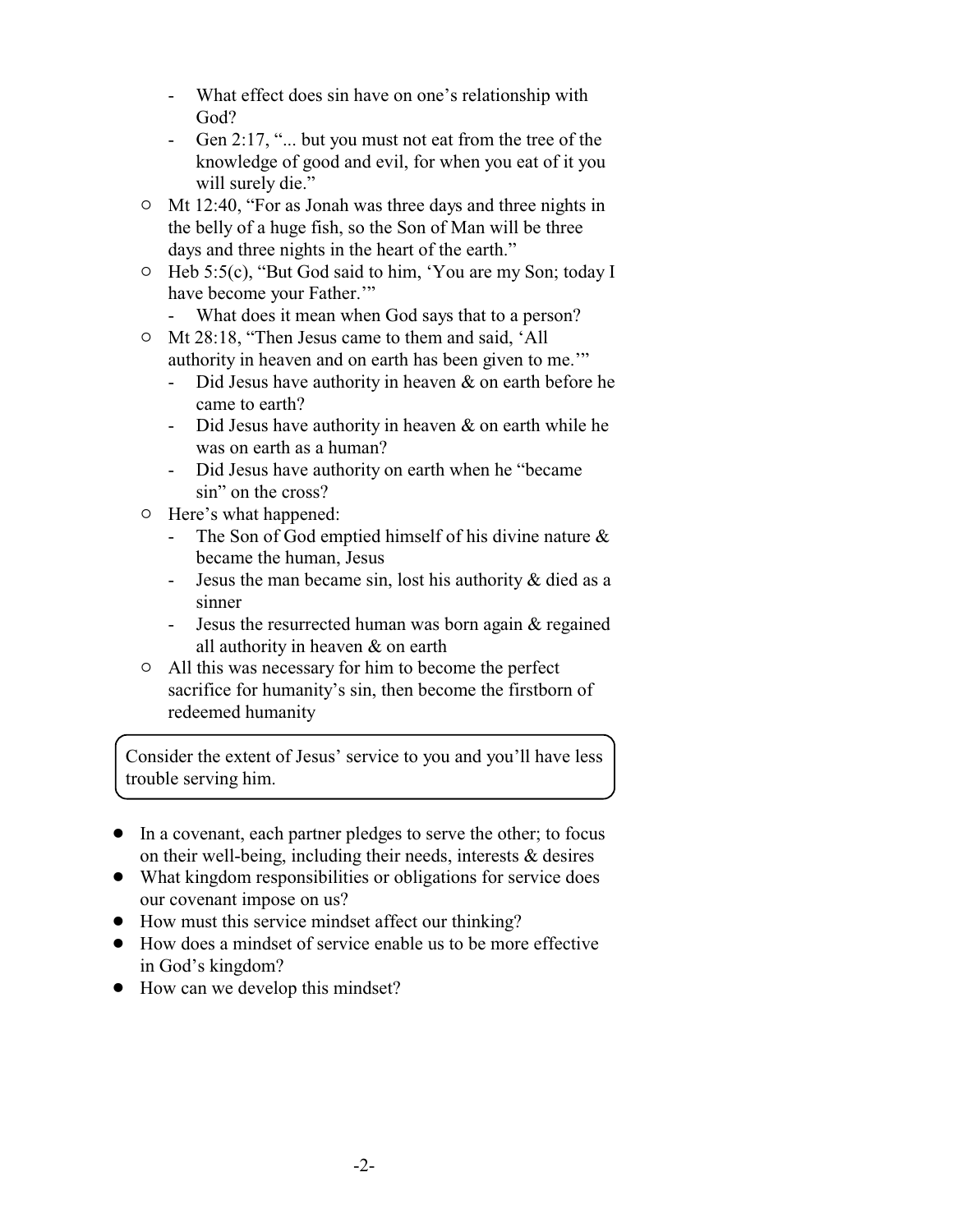- What effect does sin have on one's relationship with God?
    - Gen 2:17, "... but you must not eat from the tree of the knowledge of good and evil, for when you eat of it you will surely die."
  - Mt 12:40, "For as Jonah was three days and three nights in the belly of a huge fish, so the Son of Man will be three days and three nights in the heart of the earth."
  - Heb 5:5(c), "But God said to him, 'You are my Son; today I have become your Father.'"
    - What does it mean when God says that to a person?
  - Mt 28:18, "Then Jesus came to them and said, 'All authority in heaven and on earth has been given to me.'"
    - Did Jesus have authority in heaven & on earth before he came to earth?
    - Did Jesus have authority in heaven & on earth while he was on earth as a human?
    - Did Jesus have authority on earth when he "became sin" on the cross?
  - Here's what happened:
    - The Son of God emptied himself of his divine nature & became the human, Jesus
    - Jesus the man became sin, lost his authority & died as a sinner
    - Jesus the resurrected human was born again & regained all authority in heaven & on earth
  - All this was necessary for him to become the perfect sacrifice for humanity's sin, then become the firstborn of redeemed humanity

> Consider the extent of Jesus' service to you and you'll have less trouble serving him.

- In a covenant, each partner pledges to serve the other; to focus on their well-being, including their needs, interests & desires
- What kingdom responsibilities or obligations for service does our covenant impose on us?
- How must this service mindset affect our thinking?
- How does a mindset of service enable us to be more effective in God's kingdom?
- How can we develop this mindset?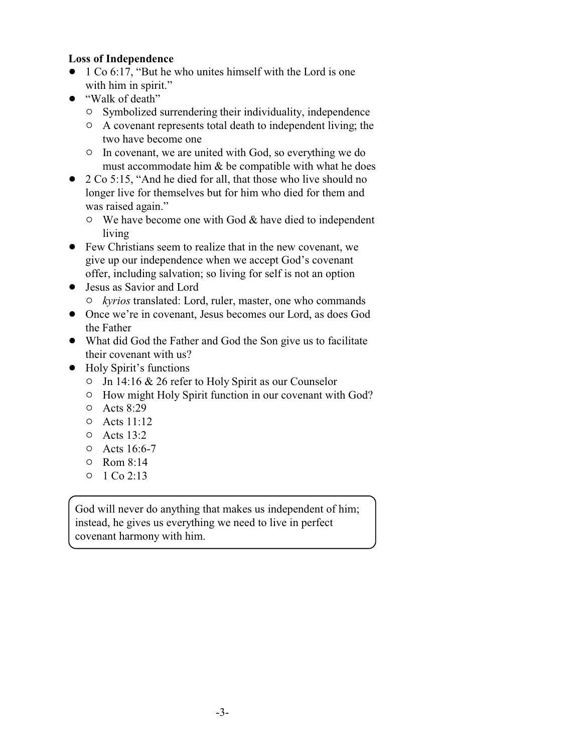**Loss of Independence**

- 1 Co 6:17, "But he who unites himself with the Lord is one with him in spirit."
- "Walk of death"
  - Symbolized surrendering their individuality, independence
  - A covenant represents total death to independent living; the two have become one
  - In covenant, we are united with God, so everything we do must accommodate him & be compatible with what he does
- 2 Co 5:15, "And he died for all, that those who live should no longer live for themselves but for him who died for them and was raised again."
  - We have become one with God & have died to independent living
- Few Christians seem to realize that in the new covenant, we give up our independence when we accept God's covenant offer, including salvation; so living for self is not an option
- Jesus as Savior and Lord
  - *kyrios* translated: Lord, ruler, master, one who commands
- Once we're in covenant, Jesus becomes our Lord, as does God the Father
- What did God the Father and God the Son give us to facilitate their covenant with us?
- Holy Spirit's functions
  - Jn 14:16 & 26 refer to Holy Spirit as our Counselor
  - How might Holy Spirit function in our covenant with God?
  - Acts 8:29
  - Acts 11:12
  - Acts 13:2
  - Acts 16:6-7
  - Rom 8:14
  - 1 Co 2:13

> God will never do anything that makes us independent of him; instead, he gives us everything we need to live in perfect covenant harmony with him.